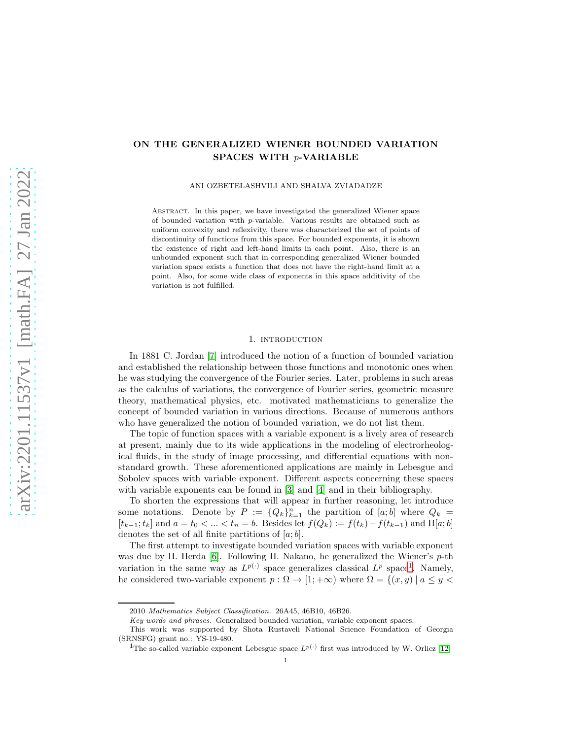# ON THE GENERALIZED WIENER BOUNDED VARIATION SPACES WITH $p$-VARIABLE

ANI OZBETELASHVILI AND SHALVA ZVIADADZE

Abstract. In this paper, we have investigated the generalized Wiener space of bounded variation with $p$-variable. Various results are obtained such as uniform convexity and reflexivity, there was characterized the set of points of discontinuity of functions from this space. For bounded exponents, it is shown the existence of right and left-hand limits in each point. Also, there is an unbounded exponent such that in corresponding generalized Wiener bounded variation space exists a function that does not have the right-hand limit at a point. Also, for some wide class of exponents in this space additivity of the variation is not fulfilled.

## 1. introduction

In 1881 C. Jordan [7] introduced the notion of a function of bounded variation and established the relationship between those functions and monotonic ones when he was studying the convergence of the Fourier series. Later, problems in such areas as the calculus of variations, the convergence of Fourier series, geometric measure theory, mathematical physics, etc. motivated mathematicians to generalize the concept of bounded variation in various directions. Because of numerous authors who have generalized the notion of bounded variation, we do not list them.

The topic of function spaces with a variable exponent is a lively area of research at present, mainly due to its wide applications in the modeling of electrorheological fluids, in the study of image processing, and differential equations with non-standard growth. These aforementioned applications are mainly in Lebesgue and Sobolev spaces with variable exponent. Different aspects concerning these spaces with variable exponents can be found in [3] and [4] and in their bibliography.

To shorten the expressions that will appear in further reasoning, let introduce some notations. Denote by $P := \{Q_k\}_{k=1}^{n}$ the partition of $[a;b]$ where $Q_k = [t_{k-1};t_k]$ and $a = t_0 < ... < t_n = b$. Besides let $f(Q_k) := f(t_k) - f(t_{k-1})$ and $\Pi[a;b]$ denotes the set of all finite partitions of $[a;b]$.

The first attempt to investigate bounded variation spaces with variable exponent was due by H. Herda [6]. Following H. Nakano, he generalized the Wiener's $p$-th variation in the same way as $L^{p(\cdot)}$ space generalizes classical $L^p$ space[1]. Namely, he considered two-variable exponent $p : \Omega \to [1;+\infty)$ where $\Omega = \{(x,y) \mid a \leq y <$

2010 *Mathematics Subject Classification.* 26A45, 46B10, 46B26.

*Key words and phrases.* Generalized bounded variation, variable exponent spaces.

This work was supported by Shota Rustaveli National Science Foundation of Georgia (SRNSFG) grant no.: YS-19-480.

[1] The so-called variable exponent Lebesgue space $L^{p(\cdot)}$ first was introduced by W. Orlicz [12].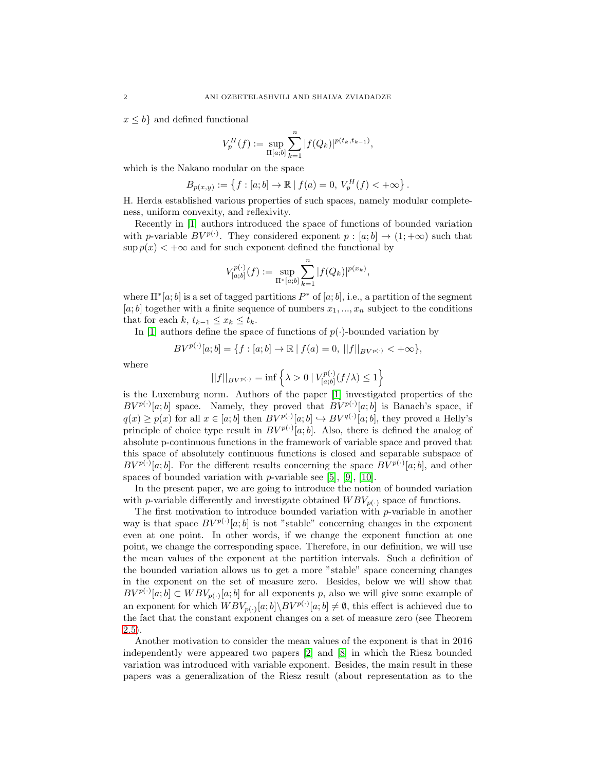$x \leq b\}$ and defined functional

$$V_p^H(f) := \sup_{\Pi[a;b]} \sum_{k=1}^{n} |f(Q_k)|^{p(t_k,t_{k-1})},$$

which is the Nakano modular on the space

$$B_{p(x,y)} := \left\{ f : [a;b] \to \mathbb{R} \mid f(a) = 0,\ V_p^H(f) < +\infty \right\}.$$

H. Herda established various properties of such spaces, namely modular completeness, uniform convexity, and reflexivity.

Recently in [1] authors introduced the space of functions of bounded variation with $p$-variable $BV^{p(\cdot)}$. They considered exponent $p : [a;b] \to (1; +\infty)$ such that $\sup p(x) < +\infty$ and for such exponent defined the functional by

$$V_{[a;b]}^{p(\cdot)}(f) := \sup_{\Pi^*[a;b]} \sum_{k=1}^{n} |f(Q_k)|^{p(x_k)},$$

where $\Pi^*[a;b]$ is a set of tagged partitions $P^*$ of $[a;b]$, i.e., a partition of the segment $[a;b]$ together with a finite sequence of numbers $x_1, ..., x_n$ subject to the conditions that for each $k$, $t_{k-1} \leq x_k \leq t_k$.

In [1] authors define the space of functions of $p(\cdot)$-bounded variation by

$$BV^{p(\cdot)}[a;b] = \{ f : [a;b] \to \mathbb{R} \mid f(a) = 0,\ ||f||_{BV^{p(\cdot)}} < +\infty \},$$

where

$$||f||_{BV^{p(\cdot)}} = \inf \left\{ \lambda > 0 \mid V_{[a;b]}^{p(\cdot)}(f/\lambda) \leq 1 \right\}$$

is the Luxemburg norm. Authors of the paper [1] investigated properties of the $BV^{p(\cdot)}[a;b]$ space. Namely, they proved that $BV^{p(\cdot)}[a;b]$ is Banach's space, if $q(x) \geq p(x)$ for all $x \in [a;b]$ then $BV^{p(\cdot)}[a;b] \hookrightarrow BV^{q(\cdot)}[a;b]$, they proved a Helly's principle of choice type result in $BV^{p(\cdot)}[a;b]$. Also, there is defined the analog of absolute p-continuous functions in the framework of variable space and proved that this space of absolutely continuous functions is closed and separable subspace of $BV^{p(\cdot)}[a;b]$. For the different results concerning the space $BV^{p(\cdot)}[a;b]$, and other spaces of bounded variation with $p$-variable see [5], [9], [10].

In the present paper, we are going to introduce the notion of bounded variation with $p$-variable differently and investigate obtained $WBV_{p(\cdot)}$ space of functions.

The first motivation to introduce bounded variation with $p$-variable in another way is that space $BV^{p(\cdot)}[a;b]$ is not "stable" concerning changes in the exponent even at one point. In other words, if we change the exponent function at one point, we change the corresponding space. Therefore, in our definition, we will use the mean values of the exponent at the partition intervals. Such a definition of the bounded variation allows us to get a more "stable" space concerning changes in the exponent on the set of measure zero. Besides, below we will show that $BV^{p(\cdot)}[a;b] \subset WBV_{p(\cdot)}[a;b]$ for all exponents $p$, also we will give some example of an exponent for which $WBV_{p(\cdot)}[a;b] \backslash BV^{p(\cdot)}[a;b] \neq \emptyset$, this effect is achieved due to the fact that the constant exponent changes on a set of measure zero (see Theorem 2.5).

Another motivation to consider the mean values of the exponent is that in 2016 independently were appeared two papers [2] and [8] in which the Riesz bounded variation was introduced with variable exponent. Besides, the main result in these papers was a generalization of the Riesz result (about representation as to the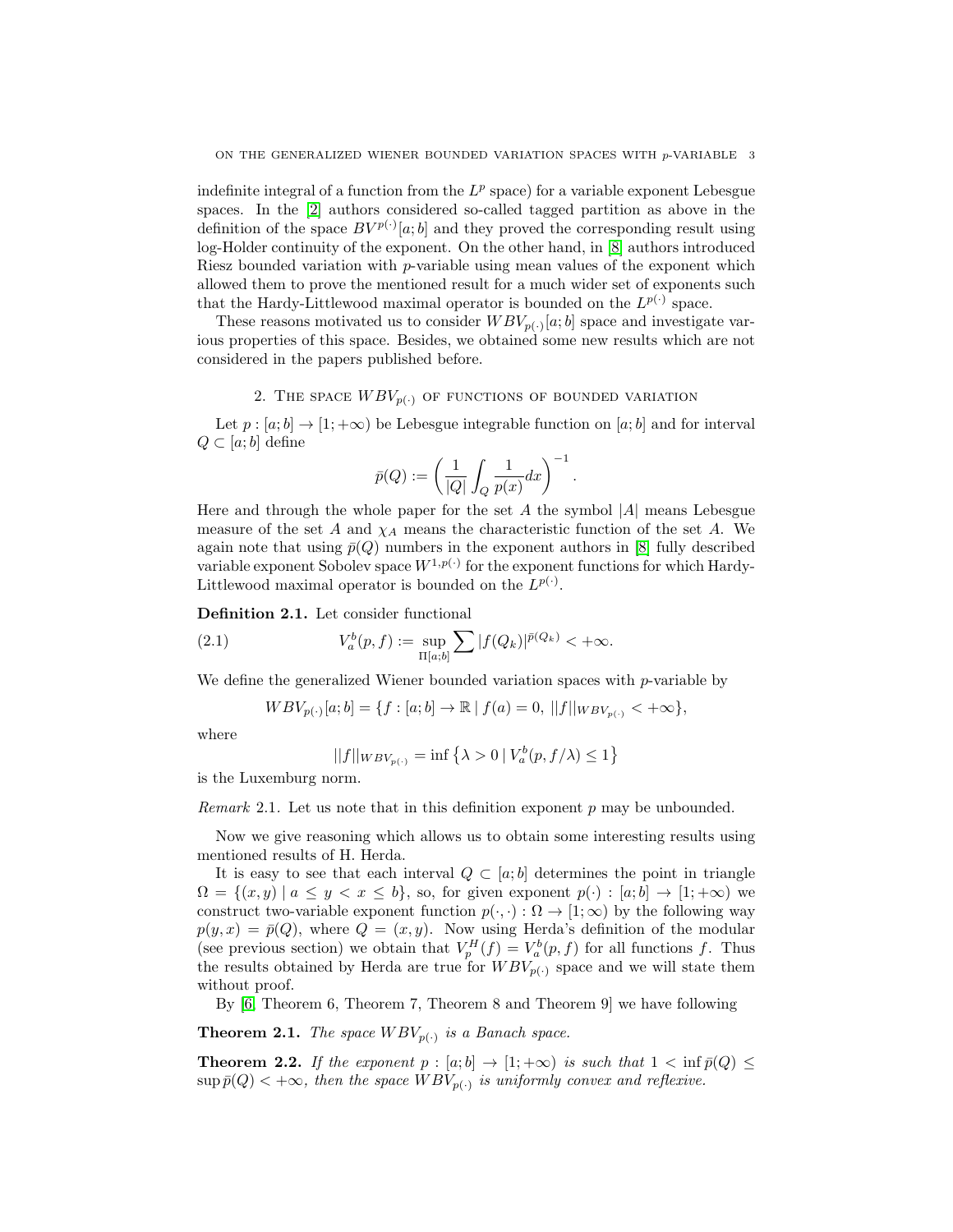indefinite integral of a function from the $L^p$ space) for a variable exponent Lebesgue spaces. In the [2] authors considered so-called tagged partition as above in the definition of the space $BV^{p(\cdot)}[a;b]$ and they proved the corresponding result using log-Holder continuity of the exponent. On the other hand, in [8] authors introduced Riesz bounded variation with $p$-variable using mean values of the exponent which allowed them to prove the mentioned result for a much wider set of exponents such that the Hardy-Littlewood maximal operator is bounded on the $L^{p(\cdot)}$ space.

These reasons motivated us to consider $WBV_{p(\cdot)}[a;b]$ space and investigate various properties of this space. Besides, we obtained some new results which are not considered in the papers published before.

## 2. The space $WBV_{p(\cdot)}$ of functions of bounded variation

Let $p : [a;b] \to [1;+\infty)$ be Lebesgue integrable function on $[a;b]$ and for interval $Q \subset [a;b]$ define

$$\bar{p}(Q) := \left( \frac{1}{|Q|} \int_Q \frac{1}{p(x)} dx \right)^{-1}.$$

Here and through the whole paper for the set $A$ the symbol $|A|$ means Lebesgue measure of the set $A$ and $\chi_A$ means the characteristic function of the set $A$. We again note that using $\bar{p}(Q)$ numbers in the exponent authors in [8] fully described variable exponent Sobolev space $W^{1,p(\cdot)}$ for the exponent functions for which Hardy-Littlewood maximal operator is bounded on the $L^{p(\cdot)}$.

**Definition 2.1.** Let consider functional

$$V_a^b(p,f) := \sup_{\Pi[a;b]} \sum |f(Q_k)|^{\bar{p}(Q_k)} < +\infty. \tag{2.1}$$

We define the generalized Wiener bounded variation spaces with $p$-variable by

$$WBV_{p(\cdot)}[a;b] = \{f : [a;b] \to \mathbb{R} \mid f(a) = 0,\ ||f||_{WBV_{p(\cdot)}} < +\infty\},$$

where

$$||f||_{WBV_{p(\cdot)}} = \inf \left\{ \lambda > 0 \mid V_a^b(p, f/\lambda) \le 1 \right\}$$

is the Luxemburg norm.

*Remark* 2.1. Let us note that in this definition exponent $p$ may be unbounded.

Now we give reasoning which allows us to obtain some interesting results using mentioned results of H. Herda.

It is easy to see that each interval $Q \subset [a;b]$ determines the point in triangle $\Omega = \{(x,y) \mid a \le y < x \le b\}$, so, for given exponent $p(\cdot) : [a;b] \to [1;+\infty)$ we construct two-variable exponent function $p(\cdot,\cdot) : \Omega \to [1;\infty)$ by the following way $p(y,x) = \bar{p}(Q)$, where $Q = (x,y)$. Now using Herda's definition of the modular (see previous section) we obtain that $V_p^H(f) = V_a^b(p,f)$ for all functions $f$. Thus the results obtained by Herda are true for $WBV_{p(\cdot)}$ space and we will state them without proof.

By [6, Theorem 6, Theorem 7, Theorem 8 and Theorem 9] we have following

**Theorem 2.1.** *The space $WBV_{p(\cdot)}$ is a Banach space.*

**Theorem 2.2.** *If the exponent $p : [a;b] \to [1;+\infty)$ is such that $1 < \inf \bar{p}(Q) \le \sup \bar{p}(Q) < +\infty$, then the space $WBV_{p(\cdot)}$ is uniformly convex and reflexive.*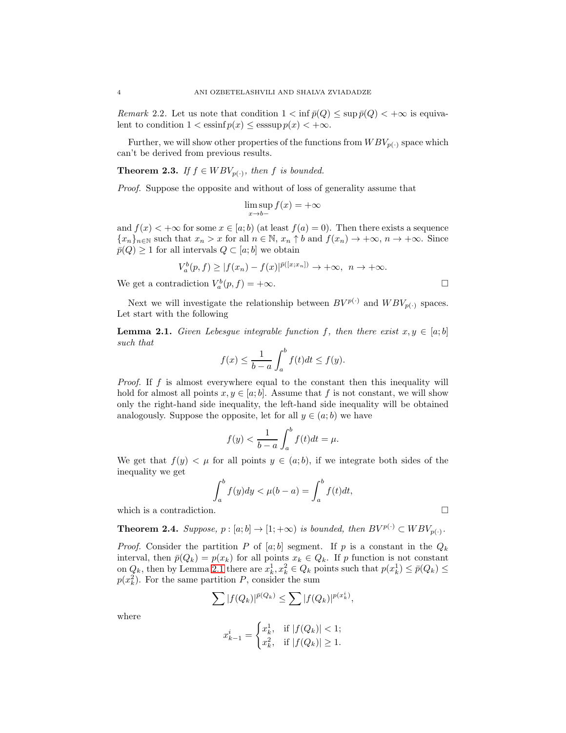*Remark* 2.2. Let us note that condition $1 < \inf \bar{p}(Q) \le \sup \bar{p}(Q) < +\infty$ is equivalent to condition $1 < \operatorname{essinf} p(x) \le \operatorname{esssup} p(x) < +\infty$.

Further, we will show other properties of the functions from $WBV_{p(\cdot)}$ space which can't be derived from previous results.

**Theorem 2.3.** *If $f \in WBV_{p(\cdot)}$, then $f$ is bounded.*

*Proof.* Suppose the opposite and without of loss of generality assume that

$$\limsup_{x \to b-} f(x) = +\infty$$

and $f(x) < +\infty$ for some $x \in [a;b)$ (at least $f(a) = 0$). Then there exists a sequence $\{x_n\}_{n \in \mathbb{N}}$ such that $x_n > x$ for all $n \in \mathbb{N}$, $x_n \uparrow b$ and $f(x_n) \to +\infty$, $n \to +\infty$. Since $\bar{p}(Q) \ge 1$ for all intervals $Q \subset [a;b]$ we obtain

$$V_a^b(p,f) \ge |f(x_n) - f(x)|^{\bar{p}([x;x_n])} \to +\infty, \;\; n \to +\infty.$$

We get a contradiction $V_a^b(p,f) = +\infty$. □

Next we will investigate the relationship between $BV^{p(\cdot)}$ and $WBV_{p(\cdot)}$ spaces. Let start with the following

**Lemma 2.1.** *Given Lebesgue integrable function $f$, then there exist $x, y \in [a;b]$ such that*

$$f(x) \le \frac{1}{b-a} \int_a^b f(t)dt \le f(y).$$

*Proof.* If $f$ is almost everywhere equal to the constant then this inequality will hold for almost all points $x, y \in [a;b]$. Assume that $f$ is not constant, we will show only the right-hand side inequality, the left-hand side inequality will be obtained analogously. Suppose the opposite, let for all $y \in (a;b)$ we have

$$f(y) < \frac{1}{b-a} \int_a^b f(t)dt = \mu.$$

We get that $f(y) < \mu$ for all points $y \in (a;b)$, if we integrate both sides of the inequality we get

$$\int_a^b f(y)dy < \mu(b-a) = \int_a^b f(t)dt,$$

which is a contradiction. □

**Theorem 2.4.** *Suppose, $p : [a;b] \to [1;+\infty)$ is bounded, then $BV^{p(\cdot)} \subset WBV_{p(\cdot)}$.*

*Proof.* Consider the partition $P$ of $[a;b]$ segment. If $p$ is a constant in the $Q_k$ interval, then $\bar{p}(Q_k) = p(x_k)$ for all points $x_k \in Q_k$. If $p$ function is not constant on $Q_k$, then by Lemma 2.1 there are $x_k^1, x_k^2 \in Q_k$ points such that $p(x_k^1) \le \bar{p}(Q_k) \le p(x_k^2)$. For the same partition $P$, consider the sum

$$\sum |f(Q_k)|^{\bar{p}(Q_k)} \le \sum |f(Q_k)|^{p(x_k^i)},$$

where

$$x_{k-1}^i = \begin{cases} x_k^1, & \text{if } |f(Q_k)| < 1; \\ x_k^2, & \text{if } |f(Q_k)| \ge 1. \end{cases}$$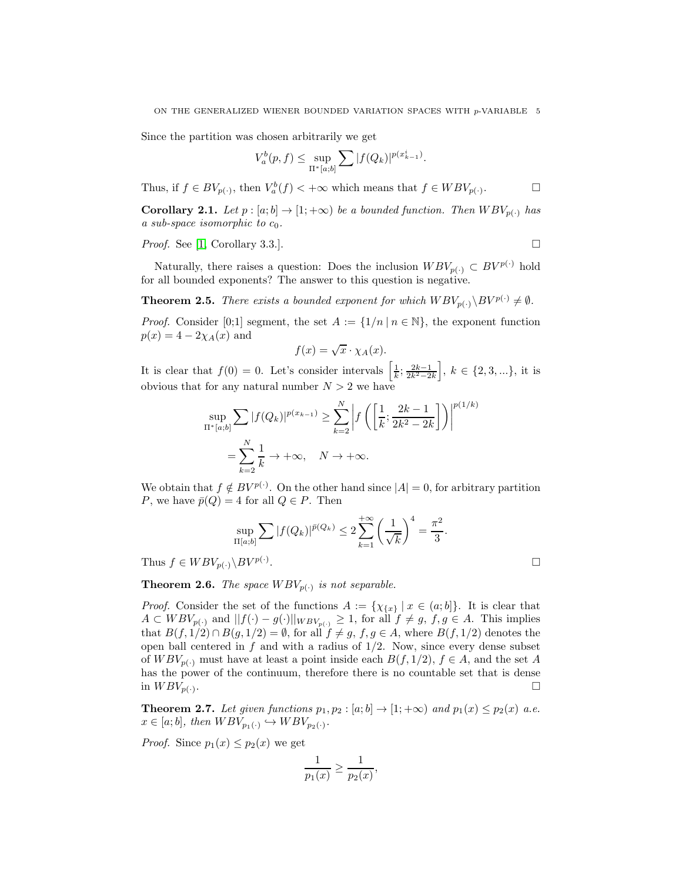Since the partition was chosen arbitrarily we get

$$V_a^b(p, f) \leq \sup_{\Pi^*[a;b]} \sum |f(Q_k)|^{p(x_{k-1}^i)}.$$

Thus, if $f \in BV_{p(\cdot)}$, then $V_a^b(f) < +\infty$ which means that $f \in WBV_{p(\cdot)}$. $\square$

**Corollary 2.1.** *Let $p : [a; b] \to [1; +\infty)$ be a bounded function. Then $WBV_{p(\cdot)}$ has a sub-space isomorphic to $c_0$.*

*Proof.* See [1, Corollary 3.3.]. $\square$

Naturally, there raises a question: Does the inclusion $WBV_{p(\cdot)} \subset BV^{p(\cdot)}$ hold for all bounded exponents? The answer to this question is negative.

**Theorem 2.5.** *There exists a bounded exponent for which $WBV_{p(\cdot)} \backslash BV^{p(\cdot)} \neq \emptyset$.*

*Proof.* Consider [0;1] segment, the set $A := \{1/n \mid n \in \mathbb{N}\}$, the exponent function $p(x) = 4 - 2\chi_A(x)$ and

$$f(x) = \sqrt{x} \cdot \chi_A(x).$$

It is clear that $f(0) = 0$. Let's consider intervals $\left[\frac{1}{k}; \frac{2k-1}{2k^2-2k}\right]$, $k \in \{2, 3, ...\}$, it is obvious that for any natural number $N > 2$ we have

$$\sup_{\Pi^*[a;b]} \sum |f(Q_k)|^{p(x_{k-1})} \geq \sum_{k=2}^{N} \left| f\left(\left[\frac{1}{k}; \frac{2k-1}{2k^2-2k}\right]\right)\right|^{p(1/k)}$$
$$= \sum_{k=2}^{N} \frac{1}{k} \to +\infty, \quad N \to +\infty.$$

We obtain that $f \notin BV^{p(\cdot)}$. On the other hand since $|A| = 0$, for arbitrary partition $P$, we have $\bar{p}(Q) = 4$ for all $Q \in P$. Then

$$\sup_{\Pi[a;b]} \sum |f(Q_k)|^{\bar{p}(Q_k)} \leq 2 \sum_{k=1}^{+\infty} \left(\frac{1}{\sqrt{k}}\right)^4 = \frac{\pi^2}{3}.$$

Thus $f \in WBV_{p(\cdot)} \backslash BV^{p(\cdot)}$. $\square$

**Theorem 2.6.** *The space $WBV_{p(\cdot)}$ is not separable.*

*Proof.* Consider the set of the functions $A := \{\chi_{\{x\}} \mid x \in (a; b]\}$. It is clear that $A \subset WBV_{p(\cdot)}$ and $||f(\cdot) - g(\cdot)||_{WBV_{p(\cdot)}} \geq 1$, for all $f \neq g$, $f, g \in A$. This implies that $B(f, 1/2) \cap B(g, 1/2) = \emptyset$, for all $f \neq g$, $f, g \in A$, where $B(f, 1/2)$ denotes the open ball centered in $f$ and with a radius of $1/2$. Now, since every dense subset of $WBV_{p(\cdot)}$ must have at least a point inside each $B(f, 1/2)$, $f \in A$, and the set $A$ has the power of the continuum, therefore there is no countable set that is dense in $WBV_{p(\cdot)}$. $\square$

**Theorem 2.7.** *Let given functions $p_1, p_2 : [a; b] \to [1; +\infty)$ and $p_1(x) \leq p_2(x)$ a.e. $x \in [a; b]$, then $WBV_{p_1(\cdot)} \hookrightarrow WBV_{p_2(\cdot)}$.*

*Proof.* Since $p_1(x) \leq p_2(x)$ we get

$$\frac{1}{p_1(x)} \geq \frac{1}{p_2(x)},$$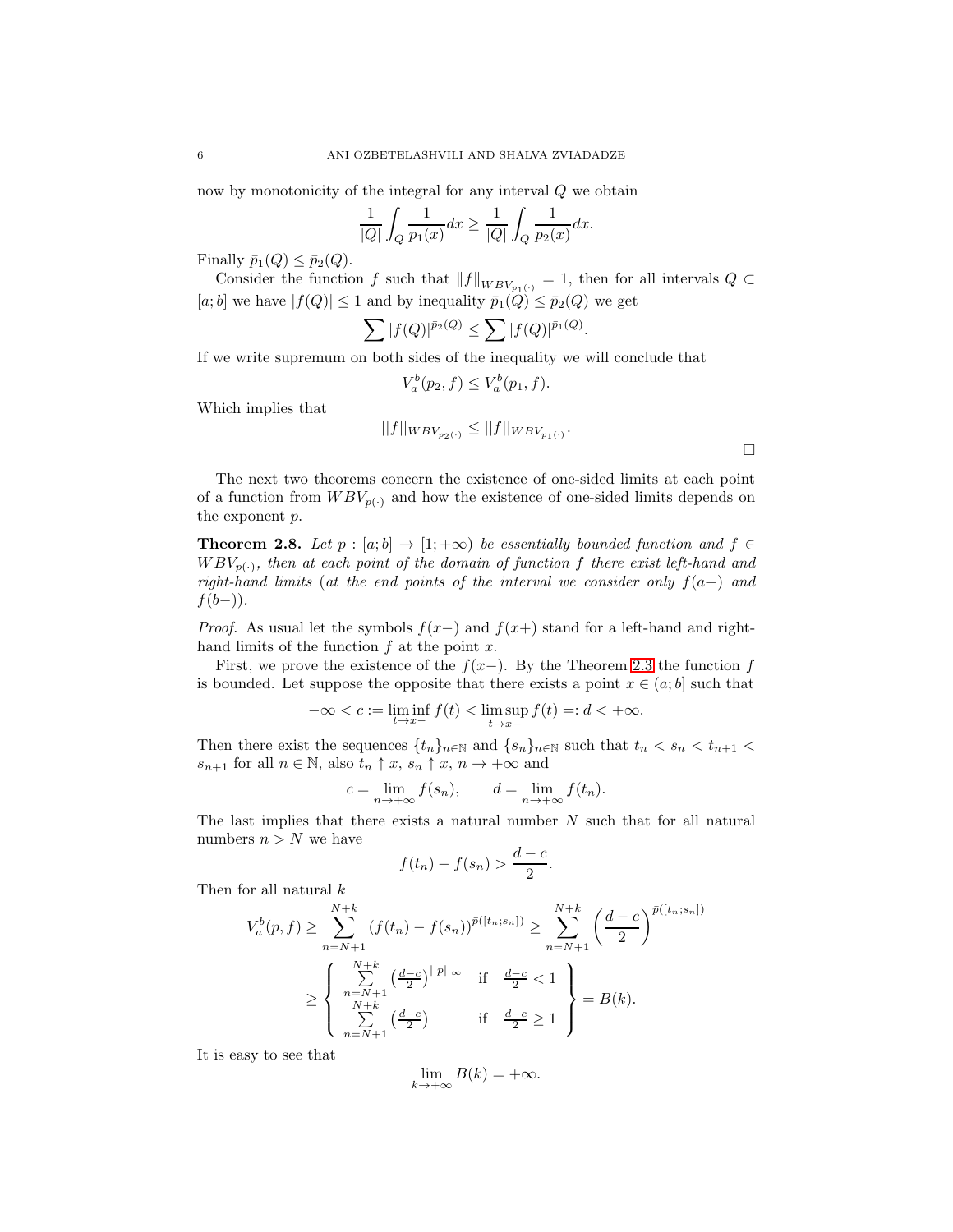now by monotonicity of the integral for any interval $Q$ we obtain

$$\frac{1}{|Q|}\int_Q \frac{1}{p_1(x)}dx \geq \frac{1}{|Q|}\int_Q \frac{1}{p_2(x)}dx.$$

Finally $\bar{p}_1(Q) \leq \bar{p}_2(Q)$.

Consider the function $f$ such that $\|f\|_{WBV_{p_1(\cdot)}} = 1$, then for all intervals $Q \subset [a;b]$ we have $|f(Q)| \leq 1$ and by inequality $\bar{p}_1(Q) \leq \bar{p}_2(Q)$ we get

$$\sum |f(Q)|^{\bar{p}_2(Q)} \leq \sum |f(Q)|^{\bar{p}_1(Q)}.$$

If we write supremum on both sides of the inequality we will conclude that

$$V_a^b(p_2, f) \leq V_a^b(p_1, f).$$

Which implies that

$$||f||_{WBV_{p_2(\cdot)}} \leq ||f||_{WBV_{p_1(\cdot)}}.$$

□

The next two theorems concern the existence of one-sided limits at each point of a function from $WBV_{p(\cdot)}$ and how the existence of one-sided limits depends on the exponent $p$.

**Theorem 2.8.** *Let $p : [a;b] \to [1;+\infty)$ be essentially bounded function and $f \in WBV_{p(\cdot)}$, then at each point of the domain of function $f$ there exist left-hand and right-hand limits (at the end points of the interval we consider only $f(a+)$ and $f(b-)$).*

*Proof.* As usual let the symbols $f(x-)$ and $f(x+)$ stand for a left-hand and right-hand limits of the function $f$ at the point $x$.

First, we prove the existence of the $f(x-)$. By the Theorem 2.3 the function $f$ is bounded. Let suppose the opposite that there exists a point $x \in (a;b]$ such that

$$-\infty < c := \liminf_{t \to x-} f(t) < \limsup_{t \to x-} f(t) =: d < +\infty.$$

Then there exist the sequences $\{t_n\}_{n\in\mathbb{N}}$ and $\{s_n\}_{n\in\mathbb{N}}$ such that $t_n < s_n < t_{n+1} < s_{n+1}$ for all $n \in \mathbb{N}$, also $t_n \uparrow x$, $s_n \uparrow x$, $n \to +\infty$ and

$$c = \lim_{n\to+\infty} f(s_n), \qquad d = \lim_{n\to+\infty} f(t_n).$$

The last implies that there exists a natural number $N$ such that for all natural numbers $n > N$ we have

$$f(t_n) - f(s_n) > \frac{d-c}{2}.$$

Then for all natural $k$

$$V_a^b(p,f) \geq \sum_{n=N+1}^{N+k} (f(t_n) - f(s_n))^{\bar{p}([t_n;s_n])} \geq \sum_{n=N+1}^{N+k} \left(\frac{d-c}{2}\right)^{\bar{p}([t_n;s_n])}$$

$$\geq \left\{ \begin{array}{ll} \sum\limits_{n=N+1}^{N+k} \left(\frac{d-c}{2}\right)^{||p||_\infty} & \text{if} \quad \frac{d-c}{2} < 1 \\ \sum\limits_{n=N+1}^{N+k} \left(\frac{d-c}{2}\right) & \text{if} \quad \frac{d-c}{2} \geq 1 \end{array} \right\} = B(k).$$

It is easy to see that

$$\lim_{k\to+\infty} B(k) = +\infty.$$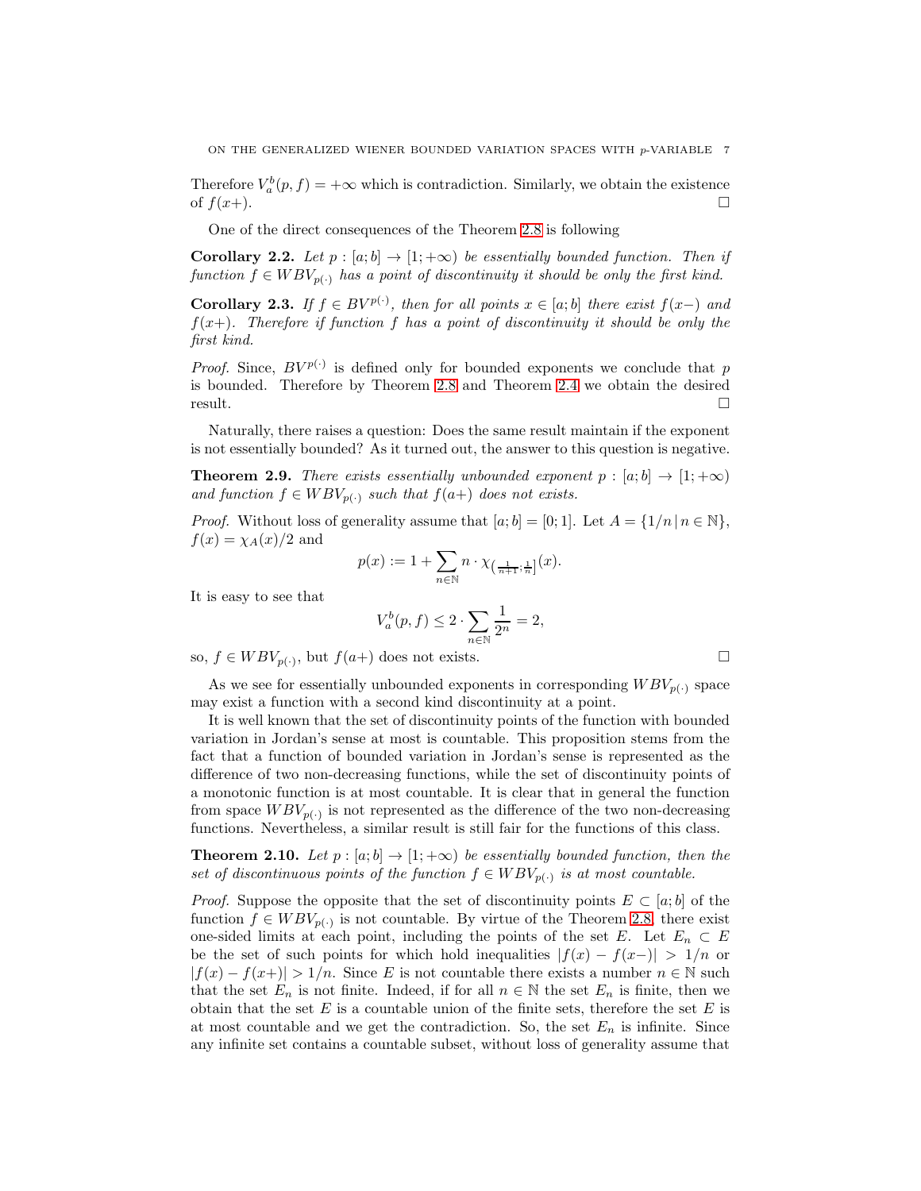Therefore $V_a^b(p,f) = +\infty$ which is contradiction. Similarly, we obtain the existence of $f(x+)$. $\square$

One of the direct consequences of the Theorem 2.8 is following

**Corollary 2.2.** *Let $p : [a;b] \to [1;+\infty)$ be essentially bounded function. Then if function $f \in WBV_{p(\cdot)}$ has a point of discontinuity it should be only the first kind.*

**Corollary 2.3.** *If $f \in BV^{p(\cdot)}$, then for all points $x \in [a;b]$ there exist $f(x-)$ and $f(x+)$. Therefore if function $f$ has a point of discontinuity it should be only the first kind.*

*Proof.* Since, $BV^{p(\cdot)}$ is defined only for bounded exponents we conclude that $p$ is bounded. Therefore by Theorem 2.8 and Theorem 2.4 we obtain the desired result. $\square$

Naturally, there raises a question: Does the same result maintain if the exponent is not essentially bounded? As it turned out, the answer to this question is negative.

**Theorem 2.9.** *There exists essentially unbounded exponent $p : [a;b] \to [1;+\infty)$ and function $f \in WBV_{p(\cdot)}$ such that $f(a+)$ does not exists.*

*Proof.* Without loss of generality assume that $[a;b] = [0;1]$. Let $A = \{1/n \,|\, n \in \mathbb{N}\}$, $f(x) = \chi_A(x)/2$ and

$$p(x) := 1 + \sum_{n \in \mathbb{N}} n \cdot \chi_{\left(\frac{1}{n+1};\frac{1}{n}\right]}(x).$$

It is easy to see that

$$V_a^b(p,f) \le 2 \cdot \sum_{n \in \mathbb{N}} \frac{1}{2^n} = 2,$$

so, $f \in WBV_{p(\cdot)}$, but $f(a+)$ does not exists. $\square$

As we see for essentially unbounded exponents in corresponding $WBV_{p(\cdot)}$ space may exist a function with a second kind discontinuity at a point.

It is well known that the set of discontinuity points of the function with bounded variation in Jordan's sense at most is countable. This proposition stems from the fact that a function of bounded variation in Jordan's sense is represented as the difference of two non-decreasing functions, while the set of discontinuity points of a monotonic function is at most countable. It is clear that in general the function from space $WBV_{p(\cdot)}$ is not represented as the difference of the two non-decreasing functions. Nevertheless, a similar result is still fair for the functions of this class.

**Theorem 2.10.** *Let $p : [a;b] \to [1;+\infty)$ be essentially bounded function, then the set of discontinuous points of the function $f \in WBV_{p(\cdot)}$ is at most countable.*

*Proof.* Suppose the opposite that the set of discontinuity points $E \subset [a;b]$ of the function $f \in WBV_{p(\cdot)}$ is not countable. By virtue of the Theorem 2.8, there exist one-sided limits at each point, including the points of the set $E$. Let $E_n \subset E$ be the set of such points for which hold inequalities $|f(x) - f(x-)| > 1/n$ or $|f(x) - f(x+)| > 1/n$. Since $E$ is not countable there exists a number $n \in \mathbb{N}$ such that the set $E_n$ is not finite. Indeed, if for all $n \in \mathbb{N}$ the set $E_n$ is finite, then we obtain that the set $E$ is a countable union of the finite sets, therefore the set $E$ is at most countable and we get the contradiction. So, the set $E_n$ is infinite. Since any infinite set contains a countable subset, without loss of generality assume that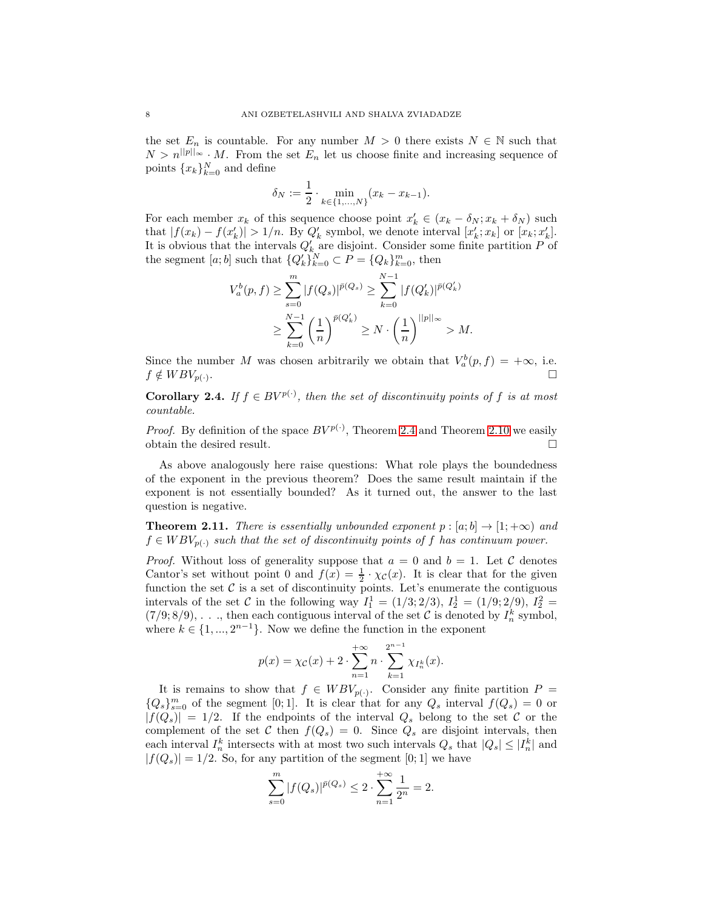the set $E_n$ is countable. For any number $M > 0$ there exists $N \in \mathbb{N}$ such that $N > n^{||p||_\infty} \cdot M$. From the set $E_n$ let us choose finite and increasing sequence of points $\{x_k\}_{k=0}^N$ and define

$$\delta_N := \frac{1}{2} \cdot \min_{k \in \{1,\dots,N\}} (x_k - x_{k-1}).$$

For each member $x_k$ of this sequence choose point $x'_k \in (x_k - \delta_N; x_k + \delta_N)$ such that $|f(x_k) - f(x'_k)| > 1/n$. By $Q'_k$ symbol, we denote interval $[x'_k; x_k]$ or $[x_k; x'_k]$. It is obvious that the intervals $Q'_k$ are disjoint. Consider some finite partition $P$ of the segment $[a; b]$ such that $\{Q'_k\}_{k=0}^N \subset P = \{Q_k\}_{k=0}^m$, then

$$\begin{aligned} V_a^b(p, f) &\geq \sum_{s=0}^{m} |f(Q_s)|^{\bar{p}(Q_s)} \geq \sum_{k=0}^{N-1} |f(Q'_k)|^{\bar{p}(Q'_k)} \\ &\geq \sum_{k=0}^{N-1} \left(\frac{1}{n}\right)^{\bar{p}(Q'_k)} \geq N \cdot \left(\frac{1}{n}\right)^{||p||_\infty} > M. \end{aligned}$$

Since the number $M$ was chosen arbitrarily we obtain that $V_a^b(p, f) = +\infty$, i.e. $f \notin WBV_{p(\cdot)}$. □

**Corollary 2.4.** *If $f \in BV^{p(\cdot)}$, then the set of discontinuity points of $f$ is at most countable.*

*Proof.* By definition of the space $BV^{p(\cdot)}$, Theorem 2.4 and Theorem 2.10 we easily obtain the desired result. □

As above analogously here raise questions: What role plays the boundedness of the exponent in the previous theorem? Does the same result maintain if the exponent is not essentially bounded? As it turned out, the answer to the last question is negative.

**Theorem 2.11.** *There is essentially unbounded exponent $p : [a; b] \to [1; +\infty)$ and $f \in WBV_{p(\cdot)}$ such that the set of discontinuity points of $f$ has continuum power.*

*Proof.* Without loss of generality suppose that $a = 0$ and $b = 1$. Let $\mathcal{C}$ denotes Cantor's set without point 0 and $f(x) = \frac{1}{2} \cdot \chi_{\mathcal{C}}(x)$. It is clear that for the given function the set $\mathcal{C}$ is a set of discontinuity points. Let's enumerate the contiguous intervals of the set $\mathcal{C}$ in the following way $I_1^1 = (1/3; 2/3)$, $I_2^1 = (1/9; 2/9)$, $I_2^2 = (7/9; 8/9)$, . . ., then each contiguous interval of the set $\mathcal{C}$ is denoted by $I_n^k$ symbol, where $k \in \{1, ..., 2^{n-1}\}$. Now we define the function in the exponent

$$p(x) = \chi_{\mathcal{C}}(x) + 2 \cdot \sum_{n=1}^{+\infty} n \cdot \sum_{k=1}^{2^{n-1}} \chi_{I_n^k}(x).$$

It is remains to show that $f \in WBV_{p(\cdot)}$. Consider any finite partition $P = \{Q_s\}_{s=0}^m$ of the segment $[0; 1]$. It is clear that for any $Q_s$ interval $f(Q_s) = 0$ or $|f(Q_s)| = 1/2$. If the endpoints of the interval $Q_s$ belong to the set $\mathcal{C}$ or the complement of the set $\mathcal{C}$ then $f(Q_s) = 0$. Since $Q_s$ are disjoint intervals, then each interval $I_n^k$ intersects with at most two such intervals $Q_s$ that $|Q_s| \leq |I_n^k|$ and $|f(Q_s)| = 1/2$. So, for any partition of the segment $[0; 1]$ we have

$$\sum_{s=0}^{m} |f(Q_s)|^{\bar{p}(Q_s)} \leq 2 \cdot \sum_{n=1}^{+\infty} \frac{1}{2^n} = 2.$$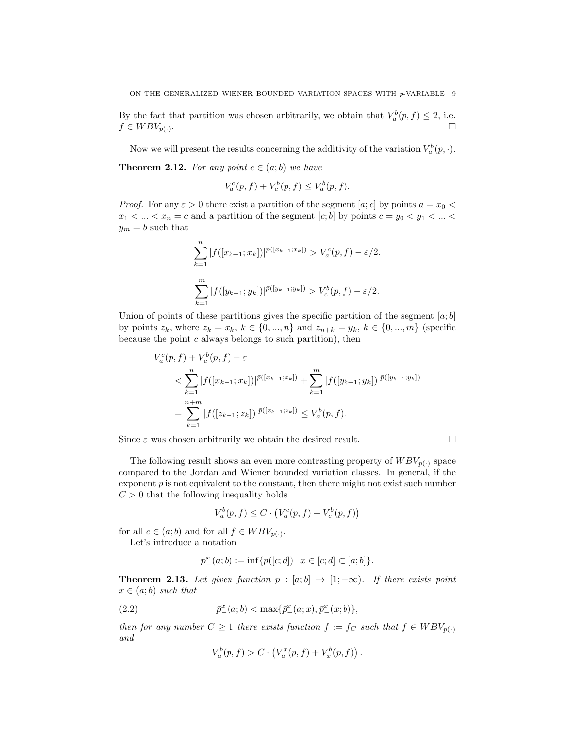By the fact that partition was chosen arbitrarily, we obtain that $V_a^b(p,f) \le 2$, i.e. $f \in WBV_{p(\cdot)}$. $\square$

Now we will present the results concerning the additivity of the variation $V_a^b(p,\cdot)$.

**Theorem 2.12.** *For any point $c \in (a;b)$ we have*

$$V_a^c(p,f) + V_c^b(p,f) \le V_a^b(p,f).$$

*Proof.* For any $\varepsilon > 0$ there exist a partition of the segment $[a;c]$ by points $a = x_0 < x_1 < ... < x_n = c$ and a partition of the segment $[c;b]$ by points $c = y_0 < y_1 < ... < y_m = b$ such that

$$\sum_{k=1}^{n} |f([x_{k-1};x_k])|^{\bar{p}([x_{k-1};x_k])} > V_a^c(p,f) - \varepsilon/2.$$

$$\sum_{k=1}^{m} |f([y_{k-1};y_k])|^{\bar{p}([y_{k-1};y_k])} > V_c^b(p,f) - \varepsilon/2.$$

Union of points of these partitions gives the specific partition of the segment $[a;b]$ by points $z_k$, where $z_k = x_k$, $k \in \{0,...,n\}$ and $z_{n+k} = y_k$, $k \in \{0,...,m\}$ (specific because the point $c$ always belongs to such partition), then

$$\begin{aligned}
&V_a^c(p,f) + V_c^b(p,f) - \varepsilon \\
&\quad < \sum_{k=1}^{n} |f([x_{k-1};x_k])|^{\bar{p}([x_{k-1};x_k])} + \sum_{k=1}^{m} |f([y_{k-1};y_k])|^{\bar{p}([y_{k-1};y_k])} \\
&\quad = \sum_{k=1}^{n+m} |f([z_{k-1};z_k])|^{\bar{p}([z_{k-1};z_k])} \le V_a^b(p,f).
\end{aligned}$$

Since $\varepsilon$ was chosen arbitrarily we obtain the desired result. $\square$

The following result shows an even more contrasting property of $WBV_{p(\cdot)}$ space compared to the Jordan and Wiener bounded variation classes. In general, if the exponent $p$ is not equivalent to the constant, then there might not exist such number $C > 0$ that the following inequality holds

$$V_a^b(p,f) \le C \cdot \left(V_a^c(p,f) + V_c^b(p,f)\right)$$

for all $c \in (a;b)$ and for all $f \in WBV_{p(\cdot)}$.

Let's introduce a notation

$$\bar{p}_-^x(a;b) := \inf\{\bar{p}([c;d]) \mid x \in [c;d] \subset [a;b]\}.$$

**Theorem 2.13.** *Let given function $p : [a;b] \to [1;+\infty)$. If there exists point $x \in (a;b)$ such that*

$$\bar{p}_-^x(a;b) < \max\{\bar{p}_-^x(a;x), \bar{p}_-^x(x;b)\}, \tag{2.2}$$

*then for any number $C \ge 1$ there exists function $f := f_C$ such that $f \in WBV_{p(\cdot)}$ and*

$$V_a^b(p,f) > C \cdot \left(V_a^x(p,f) + V_x^b(p,f)\right).$$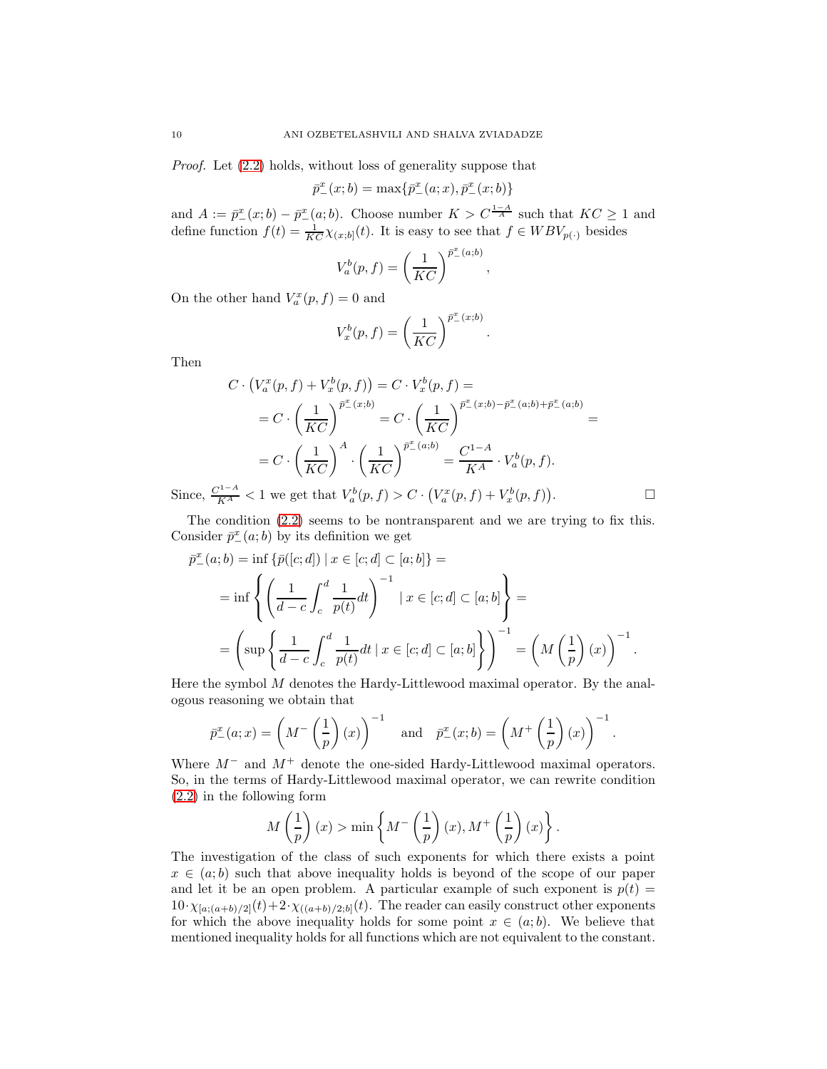*Proof.* Let (2.2) holds, without loss of generality suppose that

$$\bar{p}_-^x(x;b) = \max\{\bar{p}_-^x(a;x), \bar{p}_-^x(x;b)\}$$

and $A := \bar{p}_-^x(x;b) - \bar{p}_-^x(a;b)$. Choose number $K > C^{\frac{1-A}{A}}$ such that $KC \geq 1$ and define function $f(t) = \frac{1}{KC}\chi_{(x;b]}(t)$. It is easy to see that $f \in WBV_{p(\cdot)}$ besides

$$V_a^b(p,f) = \left(\frac{1}{KC}\right)^{\bar{p}_-^x(a;b)},$$

On the other hand $V_a^x(p,f) = 0$ and

$$V_x^b(p,f) = \left(\frac{1}{KC}\right)^{\bar{p}_-^x(x;b)}.$$

Then

$$\begin{aligned}
C \cdot \left(V_a^x(p,f) + V_x^b(p,f)\right) &= C \cdot V_x^b(p,f) = \\
&= C \cdot \left(\frac{1}{KC}\right)^{\bar{p}_-^x(x;b)} = C \cdot \left(\frac{1}{KC}\right)^{\bar{p}_-^x(x;b) - \bar{p}_-^x(a;b) + \bar{p}_-^x(a;b)} = \\
&= C \cdot \left(\frac{1}{KC}\right)^{A} \cdot \left(\frac{1}{KC}\right)^{\bar{p}_-^x(a;b)} = \frac{C^{1-A}}{K^A} \cdot V_a^b(p,f).
\end{aligned}$$

Since, $\frac{C^{1-A}}{K^A} < 1$ we get that $V_a^b(p,f) > C \cdot \left(V_a^x(p,f) + V_x^b(p,f)\right)$. $\square$

The condition (2.2) seems to be nontransparent and we are trying to fix this. Consider $\bar{p}_-^x(a;b)$ by its definition we get

$$\begin{aligned}
\bar{p}_-^x(a;b) &= \inf\{\bar{p}([c;d]) \mid x \in [c;d] \subset [a;b]\} = \\
&= \inf\left\{\left(\frac{1}{d-c}\int_c^d \frac{1}{p(t)}dt\right)^{-1} \mid x \in [c;d] \subset [a;b]\right\} = \\
&= \left(\sup\left\{\frac{1}{d-c}\int_c^d \frac{1}{p(t)}dt \mid x \in [c;d] \subset [a;b]\right\}\right)^{-1} = \left(M\left(\frac{1}{p}\right)(x)\right)^{-1}.
\end{aligned}$$

Here the symbol $M$ denotes the Hardy-Littlewood maximal operator. By the analogous reasoning we obtain that

$$\bar{p}_-^x(a;x) = \left(M^-\left(\frac{1}{p}\right)(x)\right)^{-1} \quad \text{and} \quad \bar{p}_-^x(x;b) = \left(M^+\left(\frac{1}{p}\right)(x)\right)^{-1}.$$

Where $M^-$ and $M^+$ denote the one-sided Hardy-Littlewood maximal operators. So, in the terms of Hardy-Littlewood maximal operator, we can rewrite condition (2.2) in the following form

$$M\left(\frac{1}{p}\right)(x) > \min\left\{M^-\left(\frac{1}{p}\right)(x), M^+\left(\frac{1}{p}\right)(x)\right\}.$$

The investigation of the class of such exponents for which there exists a point $x \in (a;b)$ such that above inequality holds is beyond of the scope of our paper and let it be an open problem. A particular example of such exponent is $p(t) = 10 \cdot \chi_{[a;(a+b)/2]}(t) + 2 \cdot \chi_{((a+b)/2;b]}(t)$. The reader can easily construct other exponents for which the above inequality holds for some point $x \in (a;b)$. We believe that mentioned inequality holds for all functions which are not equivalent to the constant.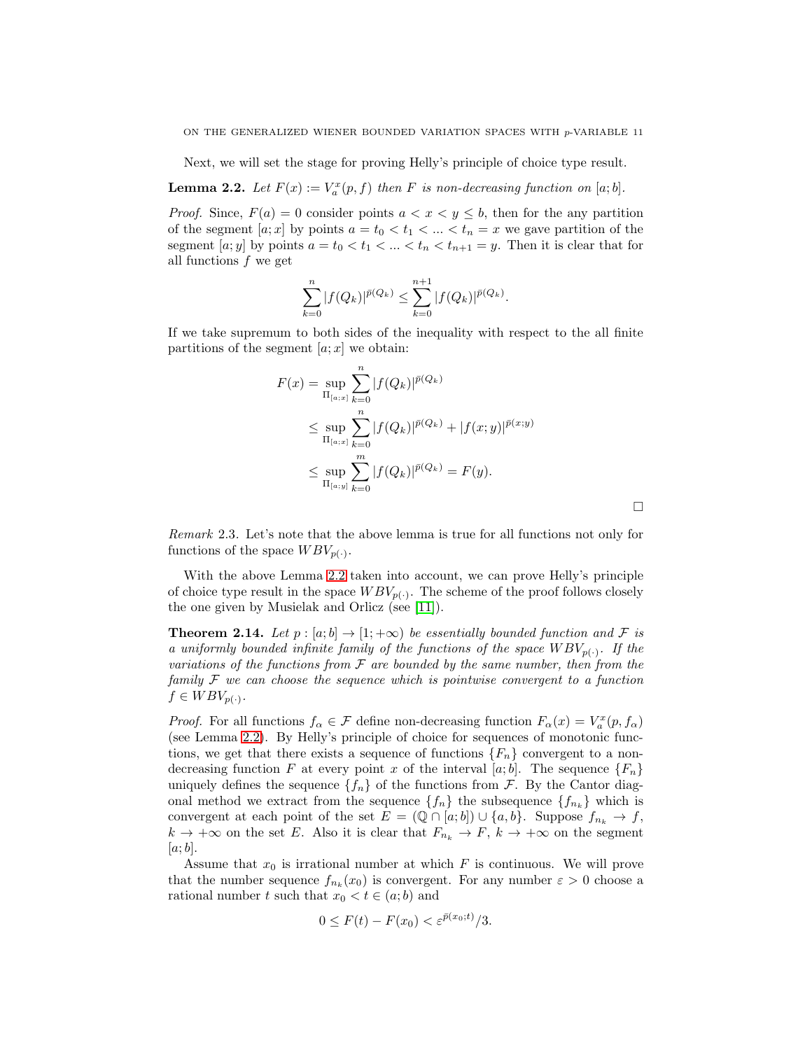Next, we will set the stage for proving Helly's principle of choice type result.

**Lemma 2.2.** *Let $F(x) := V_a^x(p, f)$ then $F$ is non-decreasing function on $[a; b]$.*

*Proof.* Since, $F(a) = 0$ consider points $a < x < y \leq b$, then for the any partition of the segment $[a; x]$ by points $a = t_0 < t_1 < ... < t_n = x$ we gave partition of the segment $[a; y]$ by points $a = t_0 < t_1 < ... < t_n < t_{n+1} = y$. Then it is clear that for all functions $f$ we get

$$\sum_{k=0}^{n} |f(Q_k)|^{\bar{p}(Q_k)} \leq \sum_{k=0}^{n+1} |f(Q_k)|^{\bar{p}(Q_k)}.$$

If we take supremum to both sides of the inequality with respect to the all finite partitions of the segment $[a; x]$ we obtain:

$$\begin{aligned}
F(x) &= \sup_{\Pi_{[a;x]}} \sum_{k=0}^{n} |f(Q_k)|^{\bar{p}(Q_k)} \\
&\leq \sup_{\Pi_{[a;x]}} \sum_{k=0}^{n} |f(Q_k)|^{\bar{p}(Q_k)} + |f(x; y)|^{\bar{p}(x;y)} \\
&\leq \sup_{\Pi_{[a;y]}} \sum_{k=0}^{m} |f(Q_k)|^{\bar{p}(Q_k)} = F(y).
\end{aligned}$$

□

*Remark* 2.3. Let's note that the above lemma is true for all functions not only for functions of the space $WBV_{p(\cdot)}$.

With the above Lemma 2.2 taken into account, we can prove Helly's principle of choice type result in the space $WBV_{p(\cdot)}$. The scheme of the proof follows closely the one given by Musielak and Orlicz (see [11]).

**Theorem 2.14.** *Let $p : [a; b] \to [1; +\infty)$ be essentially bounded function and $\mathcal{F}$ is a uniformly bounded infinite family of the functions of the space $WBV_{p(\cdot)}$. If the variations of the functions from $\mathcal{F}$ are bounded by the same number, then from the family $\mathcal{F}$ we can choose the sequence which is pointwise convergent to a function $f \in WBV_{p(\cdot)}$.*

*Proof.* For all functions $f_\alpha \in \mathcal{F}$ define non-decreasing function $F_\alpha(x) = V_a^x(p, f_\alpha)$ (see Lemma 2.2). By Helly's principle of choice for sequences of monotonic functions, we get that there exists a sequence of functions $\{F_n\}$ convergent to a non-decreasing function $F$ at every point $x$ of the interval $[a; b]$. The sequence $\{F_n\}$ uniquely defines the sequence $\{f_n\}$ of the functions from $\mathcal{F}$. By the Cantor diagonal method we extract from the sequence $\{f_n\}$ the subsequence $\{f_{n_k}\}$ which is convergent at each point of the set $E = (\mathbb{Q} \cap [a; b]) \cup \{a, b\}$. Suppose $f_{n_k} \to f$, $k \to +\infty$ on the set $E$. Also it is clear that $F_{n_k} \to F$, $k \to +\infty$ on the segment $[a; b]$.

Assume that $x_0$ is irrational number at which $F$ is continuous. We will prove that the number sequence $f_{n_k}(x_0)$ is convergent. For any number $\varepsilon > 0$ choose a rational number $t$ such that $x_0 < t \in (a; b)$ and

$$0 \leq F(t) - F(x_0) < \varepsilon^{\bar{p}(x_0;t)}/3.$$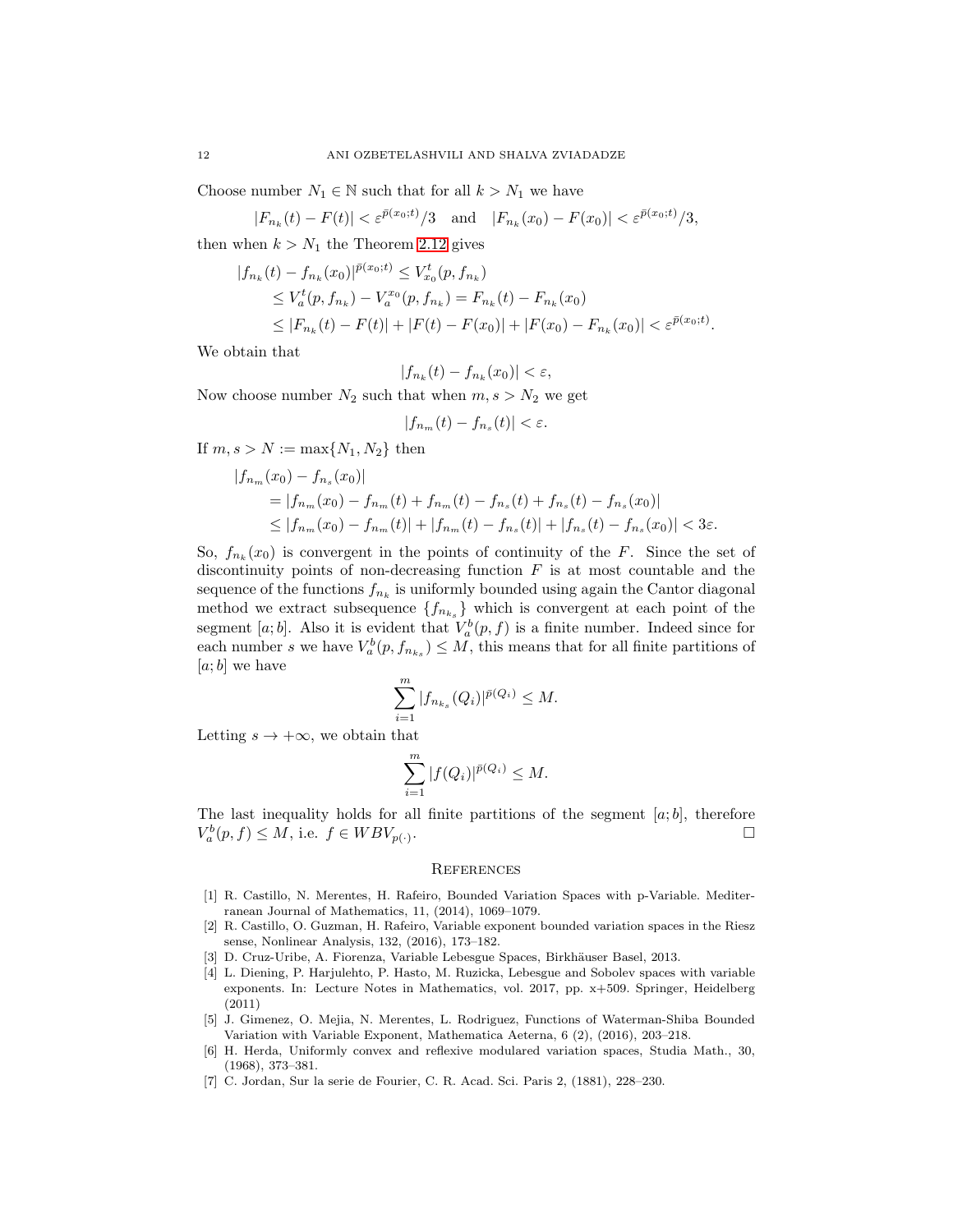Choose number $N_1 \in \mathbb{N}$ such that for all $k > N_1$ we have

$$|F_{n_k}(t) - F(t)| < \varepsilon^{\bar{p}(x_0;t)}/3 \quad \text{and} \quad |F_{n_k}(x_0) - F(x_0)| < \varepsilon^{\bar{p}(x_0;t)}/3,$$

then when $k > N_1$ the Theorem 2.12 gives

$$\begin{aligned}
|f_{n_k}(t) - f_{n_k}(x_0)|^{\bar{p}(x_0;t)} &\leq V_{x_0}^t(p, f_{n_k}) \\
&\leq V_a^t(p, f_{n_k}) - V_a^{x_0}(p, f_{n_k}) = F_{n_k}(t) - F_{n_k}(x_0) \\
&\leq |F_{n_k}(t) - F(t)| + |F(t) - F(x_0)| + |F(x_0) - F_{n_k}(x_0)| < \varepsilon^{\bar{p}(x_0;t)}.
\end{aligned}$$

We obtain that

$$|f_{n_k}(t) - f_{n_k}(x_0)| < \varepsilon,$$

Now choose number $N_2$ such that when $m, s > N_2$ we get

$$|f_{n_m}(t) - f_{n_s}(t)| < \varepsilon.$$

If $m, s > N := \max\{N_1, N_2\}$ then

$$\begin{aligned}
&|f_{n_m}(x_0) - f_{n_s}(x_0)| \\
&\quad = |f_{n_m}(x_0) - f_{n_m}(t) + f_{n_m}(t) - f_{n_s}(t) + f_{n_s}(t) - f_{n_s}(x_0)| \\
&\quad \leq |f_{n_m}(x_0) - f_{n_m}(t)| + |f_{n_m}(t) - f_{n_s}(t)| + |f_{n_s}(t) - f_{n_s}(x_0)| < 3\varepsilon.
\end{aligned}$$

So, $f_{n_k}(x_0)$ is convergent in the points of continuity of the $F$. Since the set of discontinuity points of non-decreasing function $F$ is at most countable and the sequence of the functions $f_{n_k}$ is uniformly bounded using again the Cantor diagonal method we extract subsequence $\{f_{n_{k_s}}\}$ which is convergent at each point of the segment $[a;b]$. Also it is evident that $V_a^b(p, f)$ is a finite number. Indeed since for each number $s$ we have $V_a^b(p, f_{n_{k_s}}) \leq M$, this means that for all finite partitions of $[a;b]$ we have

$$\sum_{i=1}^{m} |f_{n_{k_s}}(Q_i)|^{\bar{p}(Q_i)} \leq M.$$

Letting $s \to +\infty$, we obtain that

$$\sum_{i=1}^{m} |f(Q_i)|^{\bar{p}(Q_i)} \leq M.$$

The last inequality holds for all finite partitions of the segment $[a;b]$, therefore $V_a^b(p, f) \leq M$, i.e. $f \in WBV_{p(\cdot)}$. □

## References

[1] R. Castillo, N. Merentes, H. Rafeiro, Bounded Variation Spaces with p-Variable. Mediterranean Journal of Mathematics, 11, (2014), 1069–1079.

[2] R. Castillo, O. Guzman, H. Rafeiro, Variable exponent bounded variation spaces in the Riesz sense, Nonlinear Analysis, 132, (2016), 173–182.

[3] D. Cruz-Uribe, A. Fiorenza, Variable Lebesgue Spaces, Birkhäuser Basel, 2013.

[4] L. Diening, P. Harjulehto, P. Hasto, M. Ruzicka, Lebesgue and Sobolev spaces with variable exponents. In: Lecture Notes in Mathematics, vol. 2017, pp. x+509. Springer, Heidelberg (2011)

[5] J. Gimenez, O. Mejia, N. Merentes, L. Rodriguez, Functions of Waterman-Shiba Bounded Variation with Variable Exponent, Mathematica Aeterna, 6 (2), (2016), 203–218.

[6] H. Herda, Uniformly convex and reflexive modulared variation spaces, Studia Math., 30, (1968), 373–381.

[7] C. Jordan, Sur la serie de Fourier, C. R. Acad. Sci. Paris 2, (1881), 228–230.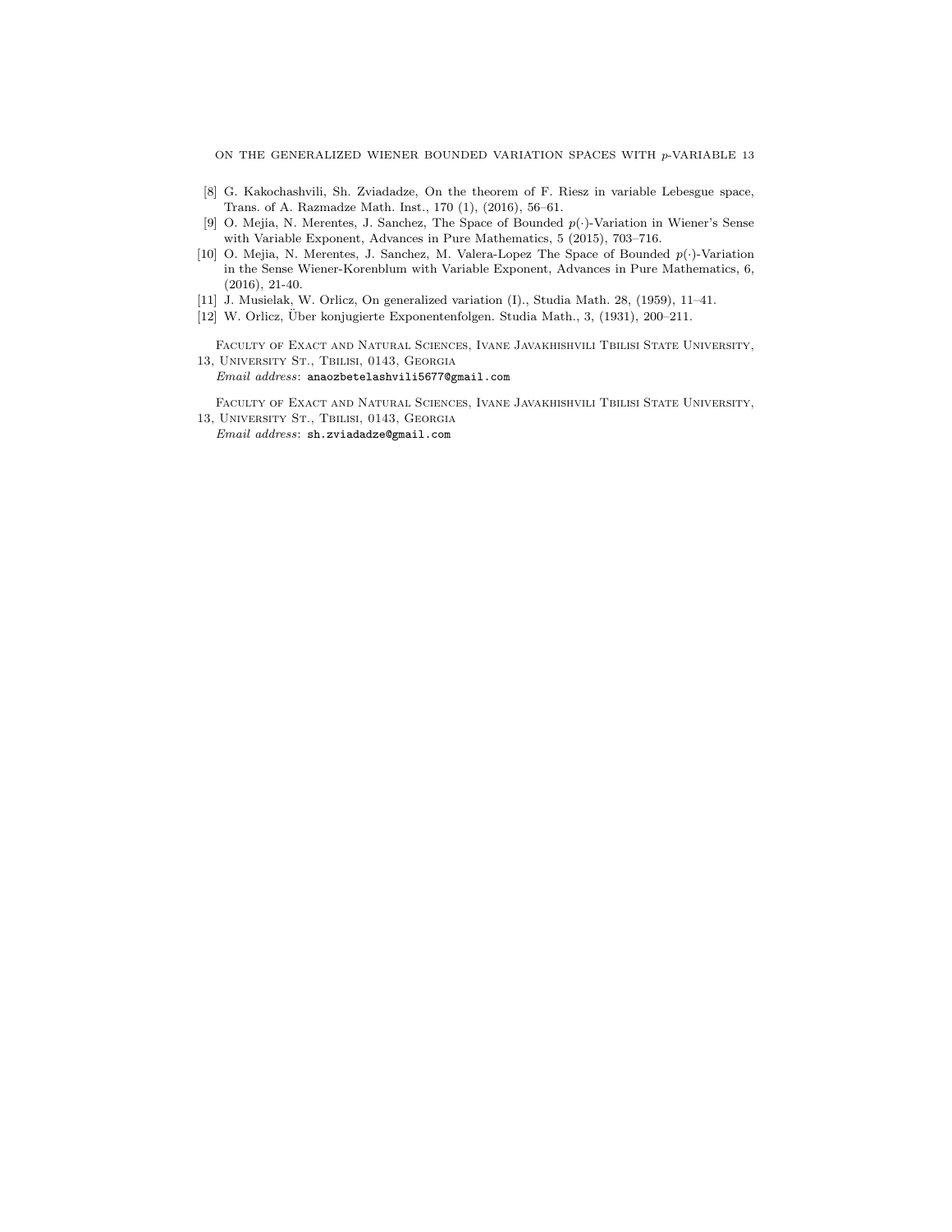[8] G. Kakochashvili, Sh. Zviadadze, On the theorem of F. Riesz in variable Lebesgue space, Trans. of A. Razmadze Math. Inst., 170 (1), (2016), 56–61.

[9] O. Mejia, N. Merentes, J. Sanchez, The Space of Bounded $p(\cdot)$-Variation in Wiener's Sense with Variable Exponent, Advances in Pure Mathematics, 5 (2015), 703–716.

[10] O. Mejia, N. Merentes, J. Sanchez, M. Valera-Lopez The Space of Bounded $p(\cdot)$-Variation in the Sense Wiener-Korenblum with Variable Exponent, Advances in Pure Mathematics, 6, (2016), 21-40.

[11] J. Musielak, W. Orlicz, On generalized variation (I)., Studia Math. 28, (1959), 11–41.

[12] W. Orlicz, Über konjugierte Exponentenfolgen. Studia Math., 3, (1931), 200–211.

Faculty of Exact and Natural Sciences, Ivane Javakhishvili Tbilisi State University, 13, University St., Tbilisi, 0143, Georgia

*Email address*: anaozbetelashvili5677@gmail.com

Faculty of Exact and Natural Sciences, Ivane Javakhishvili Tbilisi State University, 13, University St., Tbilisi, 0143, Georgia

*Email address*: sh.zviadadze@gmail.com